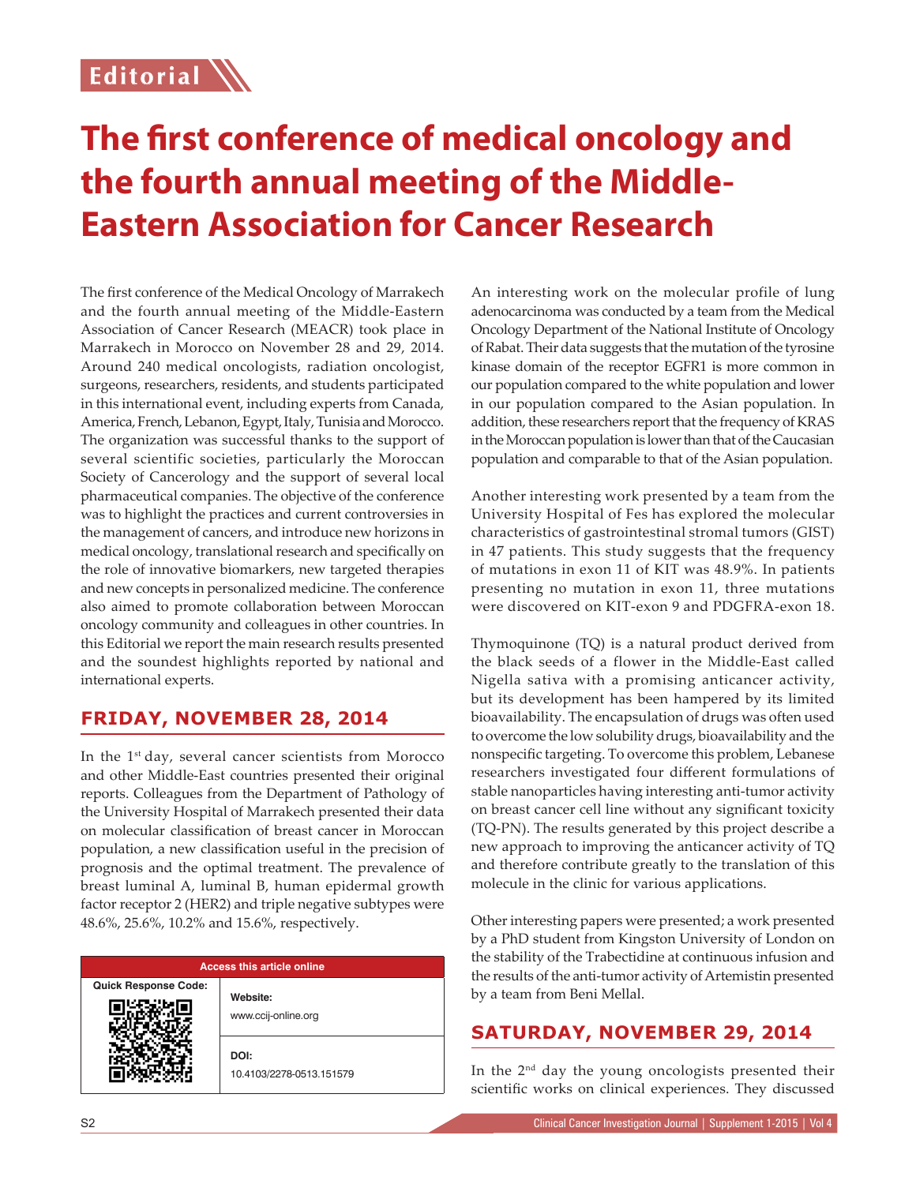Editorial

# The first conference of medical oncology and the fourth annual meeting of the Middle-Eastern Association for Cancer Research

The first conference of the Medical Oncology of Marrakech and the fourth annual meeting of the Middle-Eastern Association of Cancer Research (MEACR) took place in Marrakech in Morocco on November 28 and 29, 2014. Around 240 medical oncologists, radiation oncologist, surgeons, researchers, residents, and students participated in this international event, including experts from Canada, America, French, Lebanon, Egypt, Italy, Tunisia and Morocco. The organization was successful thanks to the support of several scientific societies, particularly the Moroccan Society of Cancerology and the support of several local pharmaceutical companies. The objective of the conference was to highlight the practices and current controversies in the management of cancers, and introduce new horizons in medical oncology, translational research and specifically on the role of innovative biomarkers, new targeted therapies and new concepts in personalized medicine. The conference also aimed to promote collaboration between Moroccan oncology community and colleagues in other countries. In this Editorial we report the main research results presented and the soundest highlights reported by national and international experts.

## FRIDAY, NOVEMBER 28, 2014

In the 1st day, several cancer scientists from Morocco and other Middle-East countries presented their original reports. Colleagues from the Department of Pathology of the University Hospital of Marrakech presented their data on molecular classification of breast cancer in Moroccan population, a new classification useful in the precision of prognosis and the optimal treatment. The prevalence of breast luminal A, luminal B, human epidermal growth factor receptor 2 (HER2) and triple negative subtypes were 48.6%, 25.6%, 10.2% and 15.6%, respectively.

| Access this article online | |
|---|---|
| Quick Response Code: | Website: www.ccij-online.org |
| | DOI: 10.4103/2278-0513.151579 |

An interesting work on the molecular profile of lung adenocarcinoma was conducted by a team from the Medical Oncology Department of the National Institute of Oncology of Rabat. Their data suggests that the mutation of the tyrosine kinase domain of the receptor EGFR1 is more common in our population compared to the white population and lower in our population compared to the Asian population. In addition, these researchers report that the frequency of KRAS in the Moroccan population is lower than that of the Caucasian population and comparable to that of the Asian population.

Another interesting work presented by a team from the University Hospital of Fes has explored the molecular characteristics of gastrointestinal stromal tumors (GIST) in 47 patients. This study suggests that the frequency of mutations in exon 11 of KIT was 48.9%. In patients presenting no mutation in exon 11, three mutations were discovered on KIT-exon 9 and PDGFRA-exon 18.

Thymoquinone (TQ) is a natural product derived from the black seeds of a flower in the Middle-East called Nigella sativa with a promising anticancer activity, but its development has been hampered by its limited bioavailability. The encapsulation of drugs was often used to overcome the low solubility drugs, bioavailability and the nonspecific targeting. To overcome this problem, Lebanese researchers investigated four different formulations of stable nanoparticles having interesting anti-tumor activity on breast cancer cell line without any significant toxicity (TQ-PN). The results generated by this project describe a new approach to improving the anticancer activity of TQ and therefore contribute greatly to the translation of this molecule in the clinic for various applications.

Other interesting papers were presented; a work presented by a PhD student from Kingston University of London on the stability of the Trabectidine at continuous infusion and the results of the anti-tumor activity of Artemistin presented by a team from Beni Mellal.

## SATURDAY, NOVEMBER 29, 2014

In the 2nd day the young oncologists presented their scientific works on clinical experiences. They discussed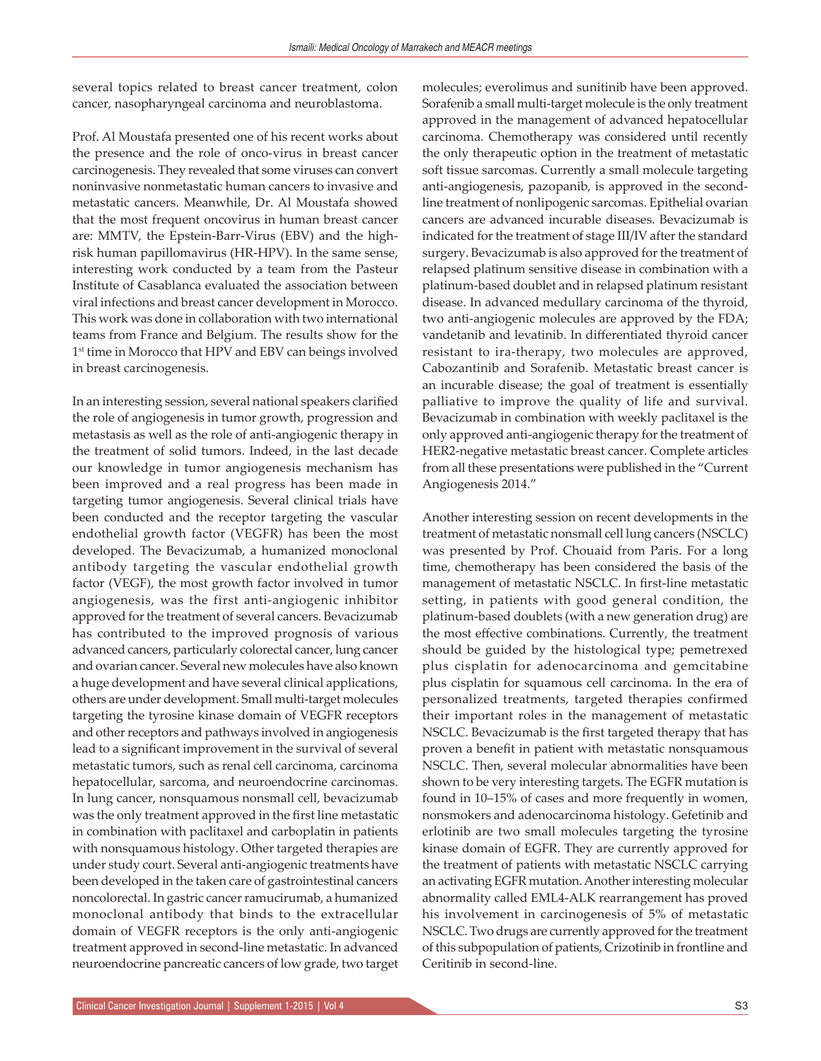several topics related to breast cancer treatment, colon cancer, nasopharyngeal carcinoma and neuroblastoma.

Prof. Al Moustafa presented one of his recent works about the presence and the role of onco-virus in breast cancer carcinogenesis. They revealed that some viruses can convert noninvasive nonmetastatic human cancers to invasive and metastatic cancers. Meanwhile, Dr. Al Moustafa showed that the most frequent oncovirus in human breast cancer are: MMTV, the Epstein-Barr-Virus (EBV) and the high-risk human papillomavirus (HR-HPV). In the same sense, interesting work conducted by a team from the Pasteur Institute of Casablanca evaluated the association between viral infections and breast cancer development in Morocco. This work was done in collaboration with two international teams from France and Belgium. The results show for the 1st time in Morocco that HPV and EBV can beings involved in breast carcinogenesis.

In an interesting session, several national speakers clarified the role of angiogenesis in tumor growth, progression and metastasis as well as the role of anti-angiogenic therapy in the treatment of solid tumors. Indeed, in the last decade our knowledge in tumor angiogenesis mechanism has been improved and a real progress has been made in targeting tumor angiogenesis. Several clinical trials have been conducted and the receptor targeting the vascular endothelial growth factor (VEGFR) has been the most developed. The Bevacizumab, a humanized monoclonal antibody targeting the vascular endothelial growth factor (VEGF), the most growth factor involved in tumor angiogenesis, was the first anti-angiogenic inhibitor approved for the treatment of several cancers. Bevacizumab has contributed to the improved prognosis of various advanced cancers, particularly colorectal cancer, lung cancer and ovarian cancer. Several new molecules have also known a huge development and have several clinical applications, others are under development. Small multi-target molecules targeting the tyrosine kinase domain of VEGFR receptors and other receptors and pathways involved in angiogenesis lead to a significant improvement in the survival of several metastatic tumors, such as renal cell carcinoma, carcinoma hepatocellular, sarcoma, and neuroendocrine carcinomas. In lung cancer, nonsquamous nonsmall cell, bevacizumab was the only treatment approved in the first line metastatic in combination with paclitaxel and carboplatin in patients with nonsquamous histology. Other targeted therapies are under study court. Several anti-angiogenic treatments have been developed in the taken care of gastrointestinal cancers noncolorectal. In gastric cancer ramucirumab, a humanized monoclonal antibody that binds to the extracellular domain of VEGFR receptors is the only anti-angiogenic treatment approved in second-line metastatic. In advanced neuroendocrine pancreatic cancers of low grade, two target molecules; everolimus and sunitinib have been approved. Sorafenib a small multi-target molecule is the only treatment approved in the management of advanced hepatocellular carcinoma. Chemotherapy was considered until recently the only therapeutic option in the treatment of metastatic soft tissue sarcomas. Currently a small molecule targeting anti-angiogenesis, pazopanib, is approved in the second-line treatment of nonlipogenic sarcomas. Epithelial ovarian cancers are advanced incurable diseases. Bevacizumab is indicated for the treatment of stage III/IV after the standard surgery. Bevacizumab is also approved for the treatment of relapsed platinum sensitive disease in combination with a platinum-based doublet and in relapsed platinum resistant disease. In advanced medullary carcinoma of the thyroid, two anti-angiogenic molecules are approved by the FDA; vandetanib and levatinib. In differentiated thyroid cancer resistant to ira-therapy, two molecules are approved, Cabozantinib and Sorafenib. Metastatic breast cancer is an incurable disease; the goal of treatment is essentially palliative to improve the quality of life and survival. Bevacizumab in combination with weekly paclitaxel is the only approved anti-angiogenic therapy for the treatment of HER2-negative metastatic breast cancer. Complete articles from all these presentations were published in the "Current Angiogenesis 2014."

Another interesting session on recent developments in the treatment of metastatic nonsmall cell lung cancers (NSCLC) was presented by Prof. Chouaid from Paris. For a long time, chemotherapy has been considered the basis of the management of metastatic NSCLC. In first-line metastatic setting, in patients with good general condition, the platinum-based doublets (with a new generation drug) are the most effective combinations. Currently, the treatment should be guided by the histological type; pemetrexed plus cisplatin for adenocarcinoma and gemcitabine plus cisplatin for squamous cell carcinoma. In the era of personalized treatments, targeted therapies confirmed their important roles in the management of metastatic NSCLC. Bevacizumab is the first targeted therapy that has proven a benefit in patient with metastatic nonsquamous NSCLC. Then, several molecular abnormalities have been shown to be very interesting targets. The EGFR mutation is found in 10–15% of cases and more frequently in women, nonsmokers and adenocarcinoma histology. Gefetinib and erlotinib are two small molecules targeting the tyrosine kinase domain of EGFR. They are currently approved for the treatment of patients with metastatic NSCLC carrying an activating EGFR mutation. Another interesting molecular abnormality called EML4-ALK rearrangement has proved his involvement in carcinogenesis of 5% of metastatic NSCLC. Two drugs are currently approved for the treatment of this subpopulation of patients, Crizotinib in frontline and Ceritinib in second-line.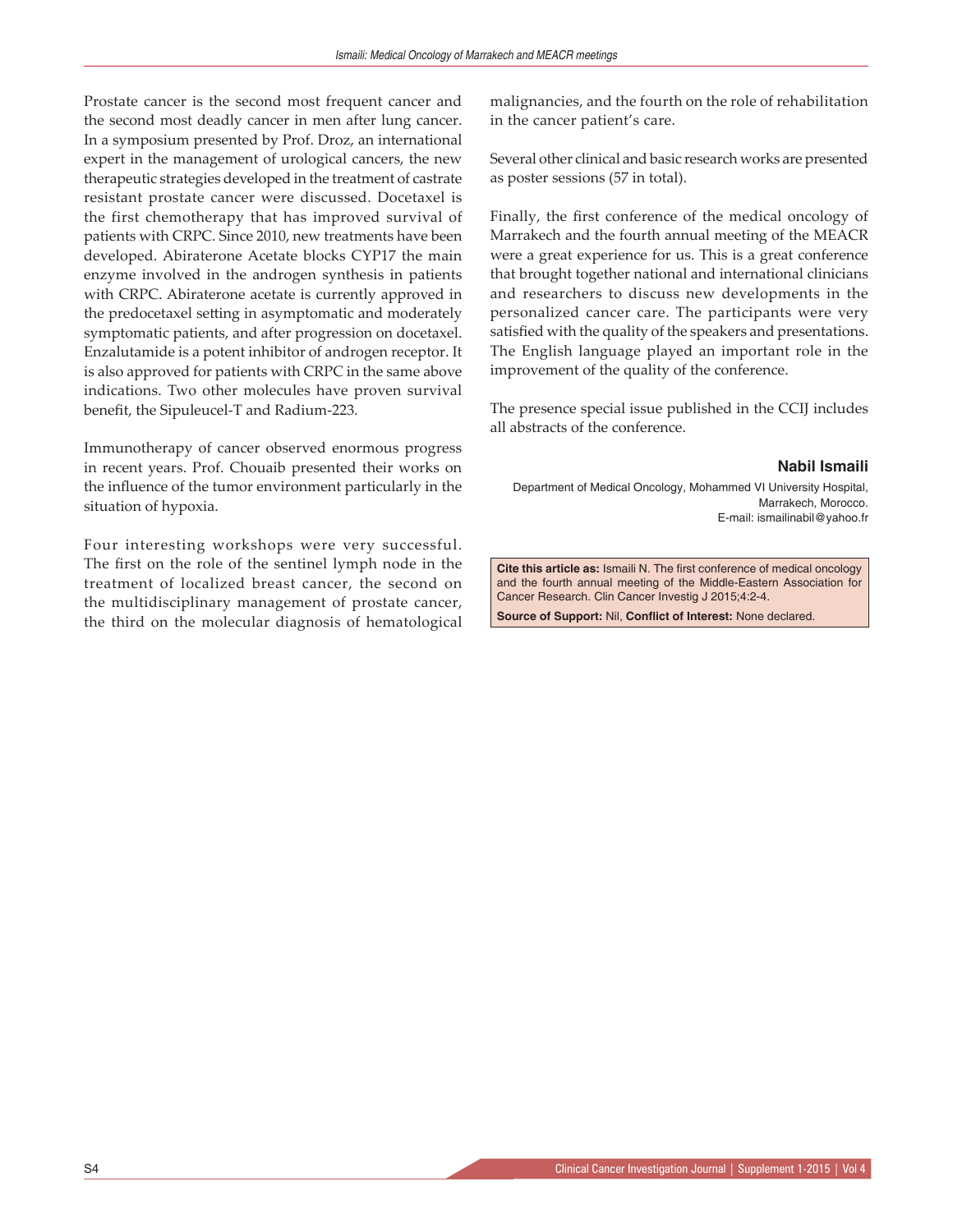Prostate cancer is the second most frequent cancer and the second most deadly cancer in men after lung cancer. In a symposium presented by Prof. Droz, an international expert in the management of urological cancers, the new therapeutic strategies developed in the treatment of castrate resistant prostate cancer were discussed. Docetaxel is the first chemotherapy that has improved survival of patients with CRPC. Since 2010, new treatments have been developed. Abiraterone Acetate blocks CYP17 the main enzyme involved in the androgen synthesis in patients with CRPC. Abiraterone acetate is currently approved in the predocetaxel setting in asymptomatic and moderately symptomatic patients, and after progression on docetaxel. Enzalutamide is a potent inhibitor of androgen receptor. It is also approved for patients with CRPC in the same above indications. Two other molecules have proven survival benefit, the Sipuleucel-T and Radium-223.

Immunotherapy of cancer observed enormous progress in recent years. Prof. Chouaib presented their works on the influence of the tumor environment particularly in the situation of hypoxia.

Four interesting workshops were very successful. The first on the role of the sentinel lymph node in the treatment of localized breast cancer, the second on the multidisciplinary management of prostate cancer, the third on the molecular diagnosis of hematological malignancies, and the fourth on the role of rehabilitation in the cancer patient's care.

Several other clinical and basic research works are presented as poster sessions (57 in total).

Finally, the first conference of the medical oncology of Marrakech and the fourth annual meeting of the MEACR were a great experience for us. This is a great conference that brought together national and international clinicians and researchers to discuss new developments in the personalized cancer care. The participants were very satisfied with the quality of the speakers and presentations. The English language played an important role in the improvement of the quality of the conference.

The presence special issue published in the CCIJ includes all abstracts of the conference.

**Nabil Ismaili**

Department of Medical Oncology, Mohammed VI University Hospital, Marrakech, Morocco.
E-mail: ismailinabil@yahoo.fr

**Cite this article as:** Ismaili N. The first conference of medical oncology and the fourth annual meeting of the Middle-Eastern Association for Cancer Research. Clin Cancer Investig J 2015;4:2-4.

**Source of Support:** Nil, **Conflict of Interest:** None declared.